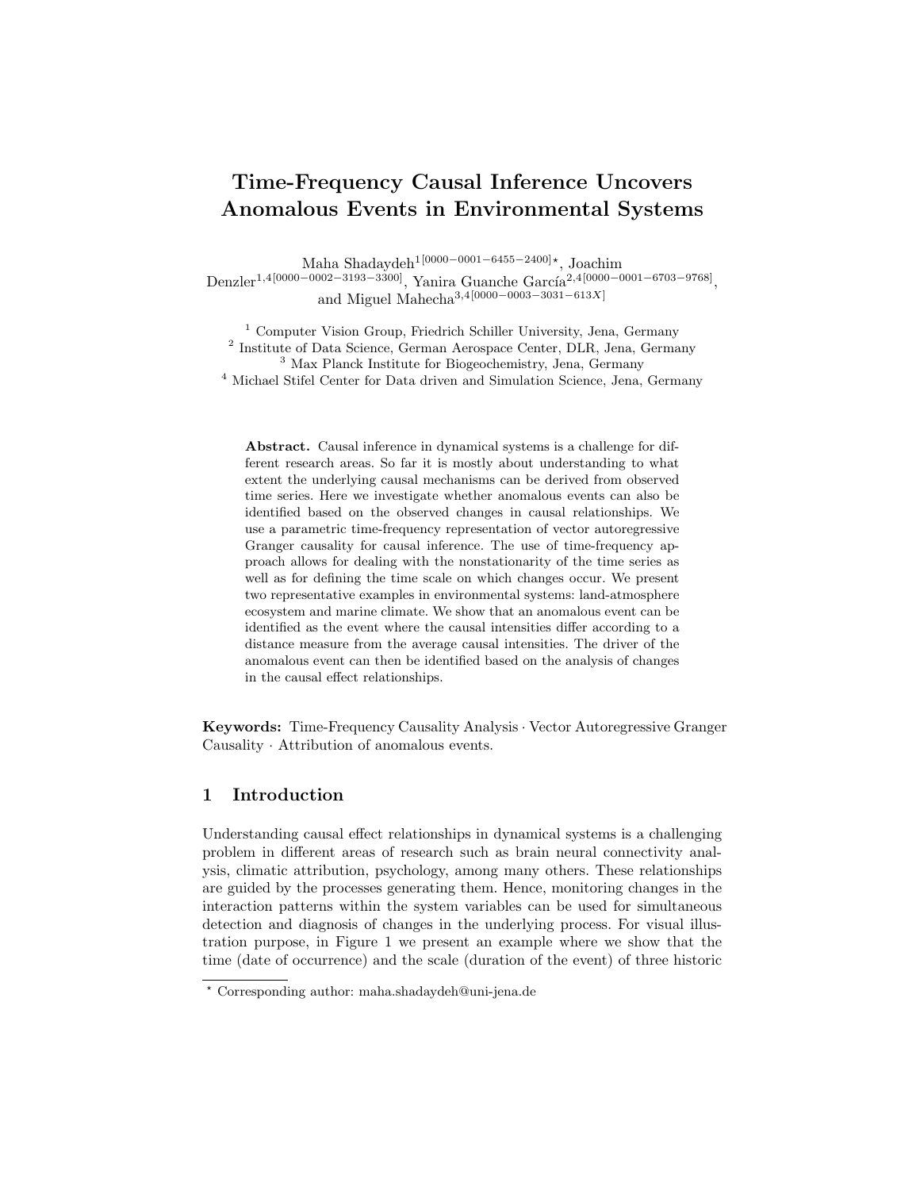# Time-Frequency Causal Inference Uncovers Anomalous Events in Environmental Systems

Maha Shadaydeh[1[0000−0001−6455−2400]⋆], Joachim Denzler[1,4[0000−0002−3193−3300]], Yanira Guanche García[2,4[0000−0001−6703−9768]], and Miguel Mahecha[3,4[0000−0003−3031−613X]]

[1] Computer Vision Group, Friedrich Schiller University, Jena, Germany
[2] Institute of Data Science, German Aerospace Center, DLR, Jena, Germany
[3] Max Planck Institute for Biogeochemistry, Jena, Germany
[4] Michael Stifel Center for Data driven and Simulation Science, Jena, Germany

**Abstract.** Causal inference in dynamical systems is a challenge for different research areas. So far it is mostly about understanding to what extent the underlying causal mechanisms can be derived from observed time series. Here we investigate whether anomalous events can also be identified based on the observed changes in causal relationships. We use a parametric time-frequency representation of vector autoregressive Granger causality for causal inference. The use of time-frequency approach allows for dealing with the nonstationarity of the time series as well as for defining the time scale on which changes occur. We present two representative examples in environmental systems: land-atmosphere ecosystem and marine climate. We show that an anomalous event can be identified as the event where the causal intensities differ according to a distance measure from the average causal intensities. The driver of the anomalous event can then be identified based on the analysis of changes in the causal effect relationships.

**Keywords:** Time-Frequency Causality Analysis · Vector Autoregressive Granger Causality · Attribution of anomalous events.

## 1 Introduction

Understanding causal effect relationships in dynamical systems is a challenging problem in different areas of research such as brain neural connectivity analysis, climatic attribution, psychology, among many others. These relationships are guided by the processes generating them. Hence, monitoring changes in the interaction patterns within the system variables can be used for simultaneous detection and diagnosis of changes in the underlying process. For visual illustration purpose, in Figure 1 we present an example where we show that the time (date of occurrence) and the scale (duration of the event) of three historic

⋆ Corresponding author: maha.shadaydeh@uni-jena.de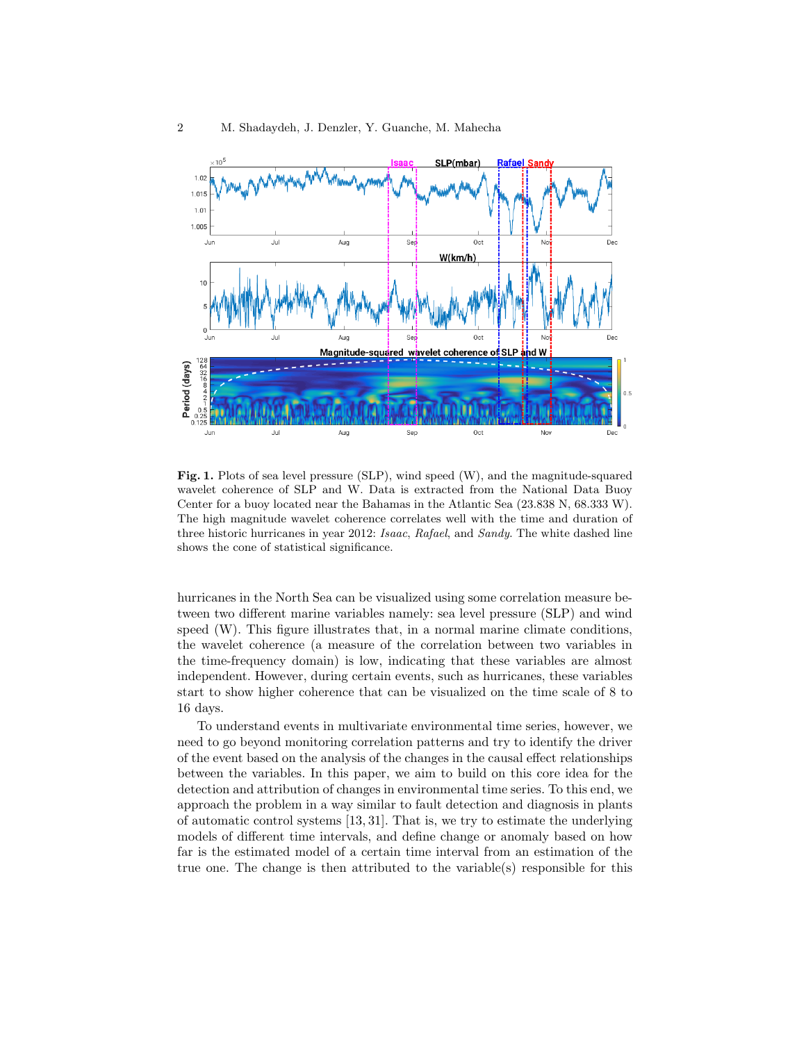**Fig. 1.** Plots of sea level pressure (SLP), wind speed (W), and the magnitude-squared wavelet coherence of SLP and W. Data is extracted from the National Data Buoy Center for a buoy located near the Bahamas in the Atlantic Sea (23.838 N, 68.333 W). The high magnitude wavelet coherence correlates well with the time and duration of three historic hurricanes in year 2012: *Isaac*, *Rafael*, and *Sandy*. The white dashed line shows the cone of statistical significance.

hurricanes in the North Sea can be visualized using some correlation measure between two different marine variables namely: sea level pressure (SLP) and wind speed (W). This figure illustrates that, in a normal marine climate conditions, the wavelet coherence (a measure of the correlation between two variables in the time-frequency domain) is low, indicating that these variables are almost independent. However, during certain events, such as hurricanes, these variables start to show higher coherence that can be visualized on the time scale of 8 to 16 days.

To understand events in multivariate environmental time series, however, we need to go beyond monitoring correlation patterns and try to identify the driver of the event based on the analysis of the changes in the causal effect relationships between the variables. In this paper, we aim to build on this core idea for the detection and attribution of changes in environmental time series. To this end, we approach the problem in a way similar to fault detection and diagnosis in plants of automatic control systems [13, 31]. That is, we try to estimate the underlying models of different time intervals, and define change or anomaly based on how far is the estimated model of a certain time interval from an estimation of the true one. The change is then attributed to the variable(s) responsible for this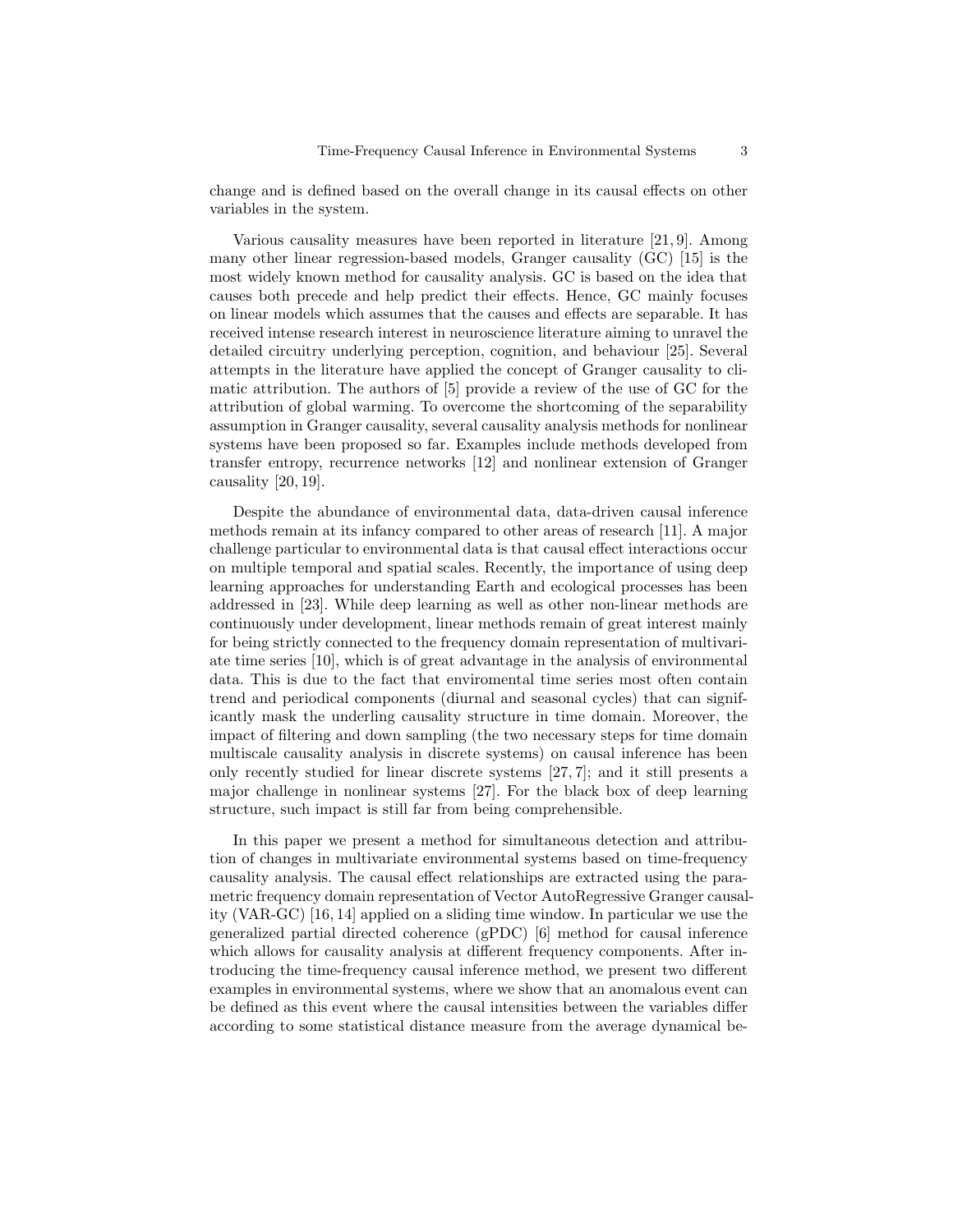change and is defined based on the overall change in its causal effects on other variables in the system.

Various causality measures have been reported in literature [21, 9]. Among many other linear regression-based models, Granger causality (GC) [15] is the most widely known method for causality analysis. GC is based on the idea that causes both precede and help predict their effects. Hence, GC mainly focuses on linear models which assumes that the causes and effects are separable. It has received intense research interest in neuroscience literature aiming to unravel the detailed circuitry underlying perception, cognition, and behaviour [25]. Several attempts in the literature have applied the concept of Granger causality to climatic attribution. The authors of [5] provide a review of the use of GC for the attribution of global warming. To overcome the shortcoming of the separability assumption in Granger causality, several causality analysis methods for nonlinear systems have been proposed so far. Examples include methods developed from transfer entropy, recurrence networks [12] and nonlinear extension of Granger causality [20, 19].

Despite the abundance of environmental data, data-driven causal inference methods remain at its infancy compared to other areas of research [11]. A major challenge particular to environmental data is that causal effect interactions occur on multiple temporal and spatial scales. Recently, the importance of using deep learning approaches for understanding Earth and ecological processes has been addressed in [23]. While deep learning as well as other non-linear methods are continuously under development, linear methods remain of great interest mainly for being strictly connected to the frequency domain representation of multivariate time series [10], which is of great advantage in the analysis of environmental data. This is due to the fact that enviromental time series most often contain trend and periodical components (diurnal and seasonal cycles) that can significantly mask the underling causality structure in time domain. Moreover, the impact of filtering and down sampling (the two necessary steps for time domain multiscale causality analysis in discrete systems) on causal inference has been only recently studied for linear discrete systems [27, 7]; and it still presents a major challenge in nonlinear systems [27]. For the black box of deep learning structure, such impact is still far from being comprehensible.

In this paper we present a method for simultaneous detection and attribution of changes in multivariate environmental systems based on time-frequency causality analysis. The causal effect relationships are extracted using the parametric frequency domain representation of Vector AutoRegressive Granger causality (VAR-GC) [16, 14] applied on a sliding time window. In particular we use the generalized partial directed coherence (gPDC) [6] method for causal inference which allows for causality analysis at different frequency components. After introducing the time-frequency causal inference method, we present two different examples in environmental systems, where we show that an anomalous event can be defined as this event where the causal intensities between the variables differ according to some statistical distance measure from the average dynamical be-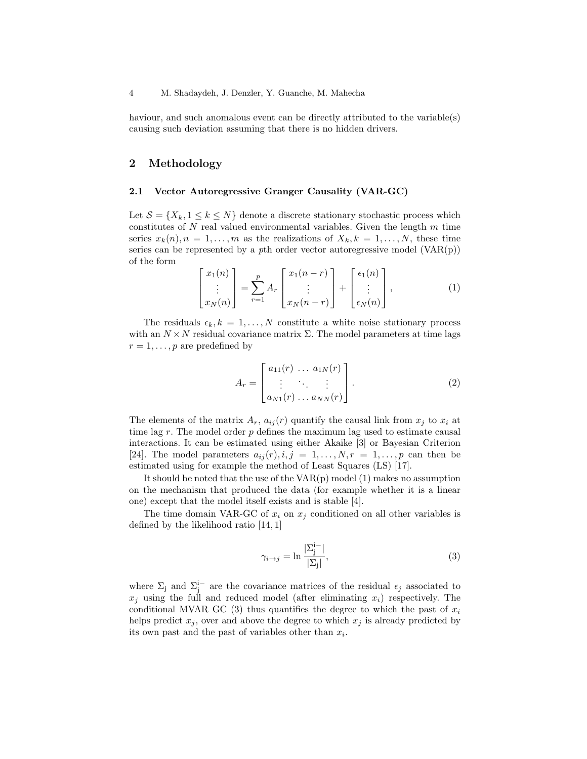haviour, and such anomalous event can be directly attributed to the variable(s) causing such deviation assuming that there is no hidden drivers.

## 2 Methodology

### 2.1 Vector Autoregressive Granger Causality (VAR-GC)

Let $\mathcal{S} = \{X_k, 1 \leq k \leq N\}$ denote a discrete stationary stochastic process which constitutes of $N$ real valued environmental variables. Given the length $m$ time series $x_k(n), n = 1, \ldots, m$ as the realizations of $X_k, k = 1, \ldots, N$, these time series can be represented by a $p$th order vector autoregressive model (VAR(p)) of the form

$$\begin{bmatrix} x_1(n) \\ \vdots \\ x_N(n) \end{bmatrix} = \sum_{r=1}^{p} A_r \begin{bmatrix} x_1(n-r) \\ \vdots \\ x_N(n-r) \end{bmatrix} + \begin{bmatrix} \epsilon_1(n) \\ \vdots \\ \epsilon_N(n) \end{bmatrix}, \tag{1}$$

The residuals $\epsilon_k, k = 1, \ldots, N$ constitute a white noise stationary process with an $N \times N$ residual covariance matrix $\Sigma$. The model parameters at time lags $r = 1, \ldots, p$ are predefined by

$$A_r = \begin{bmatrix} a_{11}(r) & \ldots & a_{1N}(r) \\ \vdots & \ddots & \vdots \\ a_{N1}(r) & \ldots & a_{NN}(r) \end{bmatrix}. \tag{2}$$

The elements of the matrix $A_r$, $a_{ij}(r)$ quantify the causal link from $x_j$ to $x_i$ at time lag $r$. The model order $p$ defines the maximum lag used to estimate causal interactions. It can be estimated using either Akaike [3] or Bayesian Criterion [24]. The model parameters $a_{ij}(r), i, j = 1, \ldots, N, r = 1, \ldots, p$ can then be estimated using for example the method of Least Squares (LS) [17].

It should be noted that the use of the VAR(p) model (1) makes no assumption on the mechanism that produced the data (for example whether it is a linear one) except that the model itself exists and is stable [4].

The time domain VAR-GC of $x_i$ on $x_j$ conditioned on all other variables is defined by the likelihood ratio [14, 1]

$$\gamma_{i \rightarrow j} = \ln \frac{|\Sigma_{\mathrm{j}}^{\mathrm{i}-}|}{|\Sigma_{\mathrm{j}}|}, \tag{3}$$

where $\Sigma_{\mathrm{j}}$ and $\Sigma_{\mathrm{j}}^{\mathrm{i}-}$ are the covariance matrices of the residual $\epsilon_j$ associated to $x_j$ using the full and reduced model (after eliminating $x_i$) respectively. The conditional MVAR GC (3) thus quantifies the degree to which the past of $x_i$ helps predict $x_j$, over and above the degree to which $x_j$ is already predicted by its own past and the past of variables other than $x_i$.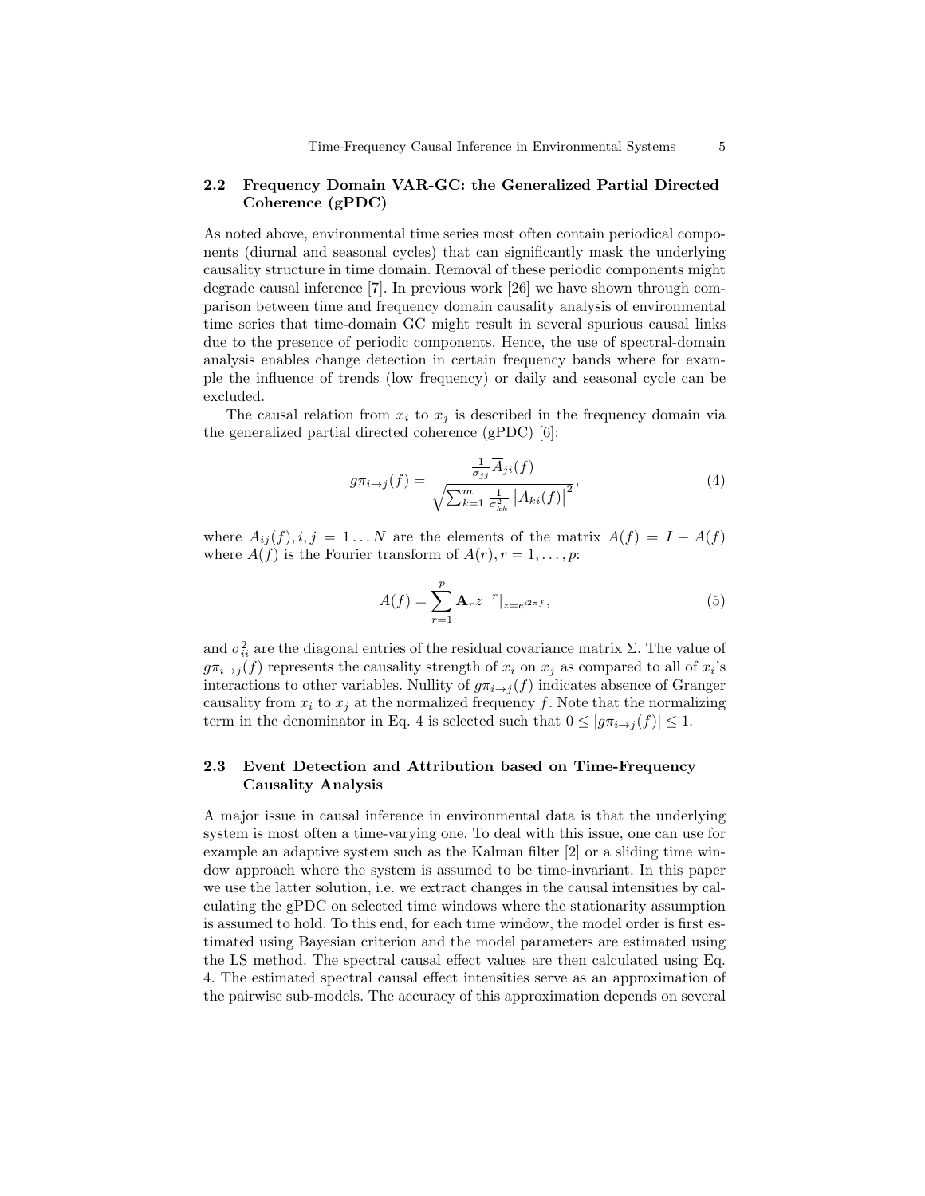### 2.2 Frequency Domain VAR-GC: the Generalized Partial Directed Coherence (gPDC)

As noted above, environmental time series most often contain periodical components (diurnal and seasonal cycles) that can significantly mask the underlying causality structure in time domain. Removal of these periodic components might degrade causal inference [7]. In previous work [26] we have shown through comparison between time and frequency domain causality analysis of environmental time series that time-domain GC might result in several spurious causal links due to the presence of periodic components. Hence, the use of spectral-domain analysis enables change detection in certain frequency bands where for example the influence of trends (low frequency) or daily and seasonal cycle can be excluded.

The causal relation from $x_i$ to $x_j$ is described in the frequency domain via the generalized partial directed coherence (gPDC) [6]:

$$g\pi_{i\to j}(f) = \frac{\frac{1}{\sigma_{jj}}\overline{A}_{ji}(f)}{\sqrt{\sum_{k=1}^{m}\frac{1}{\sigma_{kk}^2}\left|\overline{A}_{ki}(f)\right|^2}}, \tag{4}$$

where $\overline{A}_{ij}(f), i,j = 1\dots N$ are the elements of the matrix $\overline{A}(f) = I - A(f)$ where $A(f)$ is the Fourier transform of $A(r), r = 1,\dots,p$:

$$A(f) = \sum_{r=1}^{p}\mathbf{A}_r z^{-r}|_{z=e^{\imath 2\pi f}}, \tag{5}$$

and $\sigma_{ii}^2$ are the diagonal entries of the residual covariance matrix $\Sigma$. The value of $g\pi_{i\to j}(f)$ represents the causality strength of $x_i$ on $x_j$ as compared to all of $x_i$'s interactions to other variables. Nullity of $g\pi_{i\to j}(f)$ indicates absence of Granger causality from $x_i$ to $x_j$ at the normalized frequency $f$. Note that the normalizing term in the denominator in Eq. 4 is selected such that $0 \leq |g\pi_{i\to j}(f)| \leq 1$.

### 2.3 Event Detection and Attribution based on Time-Frequency Causality Analysis

A major issue in causal inference in environmental data is that the underlying system is most often a time-varying one. To deal with this issue, one can use for example an adaptive system such as the Kalman filter [2] or a sliding time window approach where the system is assumed to be time-invariant. In this paper we use the latter solution, i.e. we extract changes in the causal intensities by calculating the gPDC on selected time windows where the stationarity assumption is assumed to hold. To this end, for each time window, the model order is first estimated using Bayesian criterion and the model parameters are estimated using the LS method. The spectral causal effect values are then calculated using Eq. 4. The estimated spectral causal effect intensities serve as an approximation of the pairwise sub-models. The accuracy of this approximation depends on several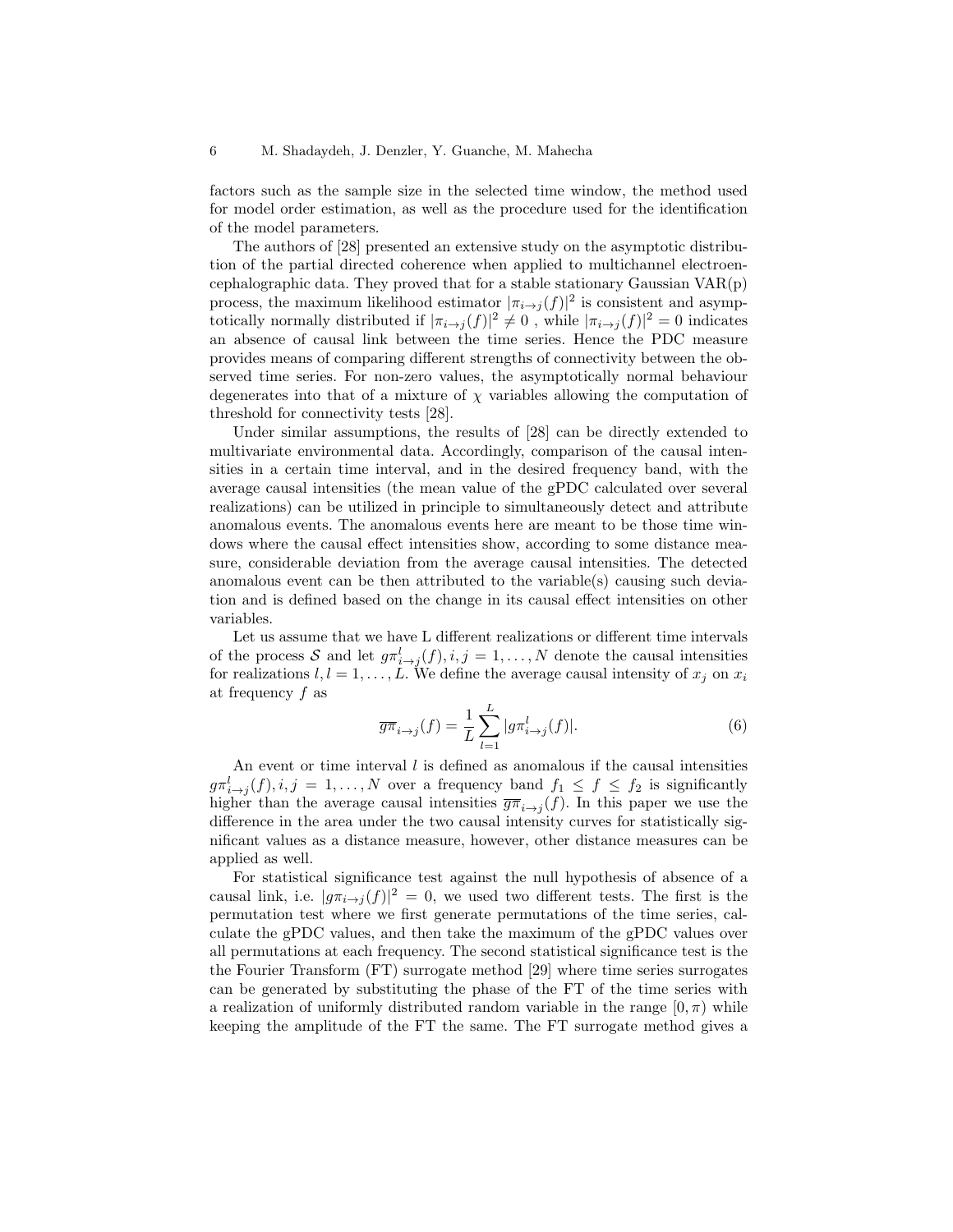factors such as the sample size in the selected time window, the method used for model order estimation, as well as the procedure used for the identification of the model parameters.

The authors of [28] presented an extensive study on the asymptotic distribution of the partial directed coherence when applied to multichannel electroencephalographic data. They proved that for a stable stationary Gaussian VAR(p) process, the maximum likelihood estimator $|\pi_{i \to j}(f)|^2$ is consistent and asymptotically normally distributed if $|\pi_{i \to j}(f)|^2 \neq 0$ , while $|\pi_{i \to j}(f)|^2 = 0$ indicates an absence of causal link between the time series. Hence the PDC measure provides means of comparing different strengths of connectivity between the observed time series. For non-zero values, the asymptotically normal behaviour degenerates into that of a mixture of $\chi$ variables allowing the computation of threshold for connectivity tests [28].

Under similar assumptions, the results of [28] can be directly extended to multivariate environmental data. Accordingly, comparison of the causal intensities in a certain time interval, and in the desired frequency band, with the average causal intensities (the mean value of the gPDC calculated over several realizations) can be utilized in principle to simultaneously detect and attribute anomalous events. The anomalous events here are meant to be those time windows where the causal effect intensities show, according to some distance measure, considerable deviation from the average causal intensities. The detected anomalous event can be then attributed to the variable(s) causing such deviation and is defined based on the change in its causal effect intensities on other variables.

Let us assume that we have L different realizations or different time intervals of the process $\mathcal{S}$ and let $g\pi^l_{i \to j}(f), i,j = 1, \ldots, N$ denote the causal intensities for realizations $l, l = 1, \ldots, L$. We define the average causal intensity of $x_j$ on $x_i$ at frequency $f$ as

$$\overline{g\pi}_{i \to j}(f) = \frac{1}{L} \sum_{l=1}^{L} |g\pi^l_{i \to j}(f)|. \tag{6}$$

An event or time interval $l$ is defined as anomalous if the causal intensities $g\pi^l_{i \to j}(f), i,j = 1, \ldots, N$ over a frequency band $f_1 \leq f \leq f_2$ is significantly higher than the average causal intensities $\overline{g\pi}_{i \to j}(f)$. In this paper we use the difference in the area under the two causal intensity curves for statistically significant values as a distance measure, however, other distance measures can be applied as well.

For statistical significance test against the null hypothesis of absence of a causal link, i.e. $|g\pi_{i \to j}(f)|^2 = 0$, we used two different tests. The first is the permutation test where we first generate permutations of the time series, calculate the gPDC values, and then take the maximum of the gPDC values over all permutations at each frequency. The second statistical significance test is the the Fourier Transform (FT) surrogate method [29] where time series surrogates can be generated by substituting the phase of the FT of the time series with a realization of uniformly distributed random variable in the range $[0, \pi)$ while keeping the amplitude of the FT the same. The FT surrogate method gives a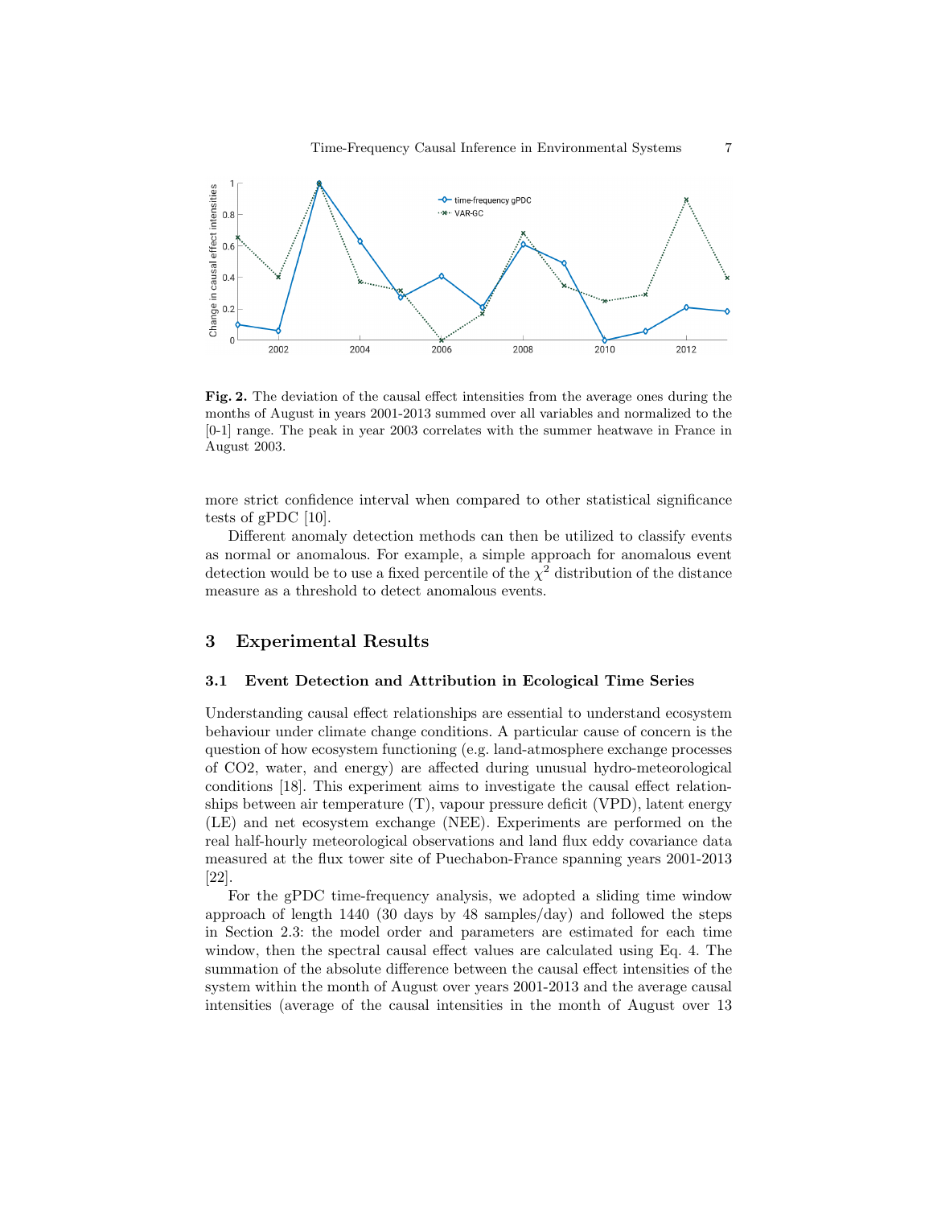**Fig. 2.** The deviation of the causal effect intensities from the average ones during the months of August in years 2001-2013 summed over all variables and normalized to the [0-1] range. The peak in year 2003 correlates with the summer heatwave in France in August 2003.

more strict confidence interval when compared to other statistical significance tests of gPDC [10].

Different anomaly detection methods can then be utilized to classify events as normal or anomalous. For example, a simple approach for anomalous event detection would be to use a fixed percentile of the $\chi^2$ distribution of the distance measure as a threshold to detect anomalous events.

## 3 Experimental Results

### 3.1 Event Detection and Attribution in Ecological Time Series

Understanding causal effect relationships are essential to understand ecosystem behaviour under climate change conditions. A particular cause of concern is the question of how ecosystem functioning (e.g. land-atmosphere exchange processes of CO2, water, and energy) are affected during unusual hydro-meteorological conditions [18]. This experiment aims to investigate the causal effect relationships between air temperature (T), vapour pressure deficit (VPD), latent energy (LE) and net ecosystem exchange (NEE). Experiments are performed on the real half-hourly meteorological observations and land flux eddy covariance data measured at the flux tower site of Puechabon-France spanning years 2001-2013 [22].

For the gPDC time-frequency analysis, we adopted a sliding time window approach of length 1440 (30 days by 48 samples/day) and followed the steps in Section 2.3: the model order and parameters are estimated for each time window, then the spectral causal effect values are calculated using Eq. 4. The summation of the absolute difference between the causal effect intensities of the system within the month of August over years 2001-2013 and the average causal intensities (average of the causal intensities in the month of August over 13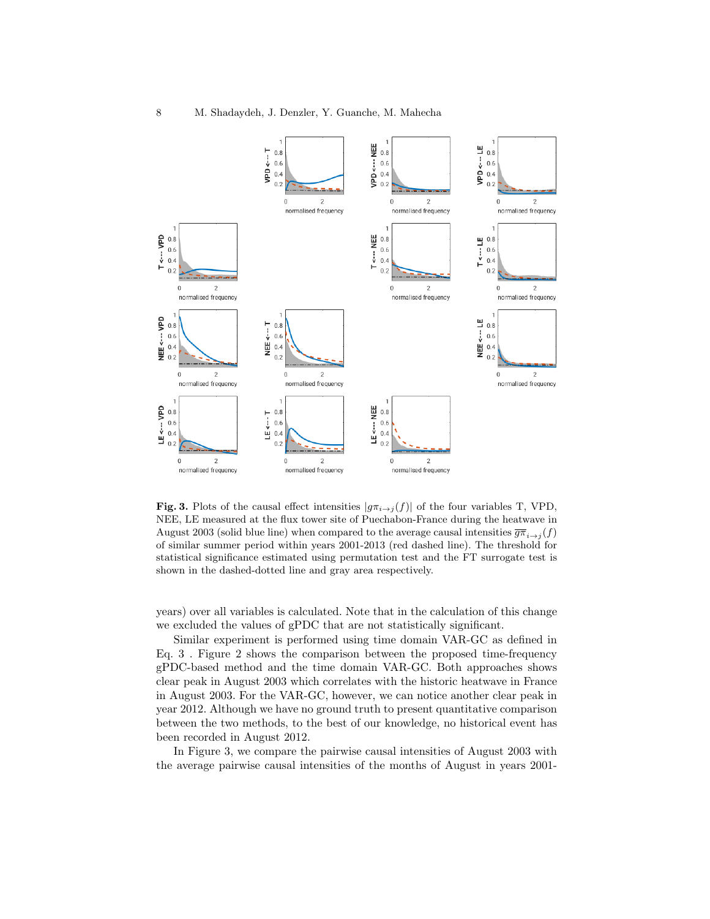**Fig. 3.** Plots of the causal effect intensities $|g\pi_{i\to j}(f)|$ of the four variables T, VPD, NEE, LE measured at the flux tower site of Puechabon-France during the heatwave in August 2003 (solid blue line) when compared to the average causal intensities $\overline{g\pi}_{i\to j}(f)$ of similar summer period within years 2001-2013 (red dashed line). The threshold for statistical significance estimated using permutation test and the FT surrogate test is shown in the dashed-dotted line and gray area respectively.

years) over all variables is calculated. Note that in the calculation of this change we excluded the values of gPDC that are not statistically significant.

Similar experiment is performed using time domain VAR-GC as defined in Eq. 3 . Figure 2 shows the comparison between the proposed time-frequency gPDC-based method and the time domain VAR-GC. Both approaches shows clear peak in August 2003 which correlates with the historic heatwave in France in August 2003. For the VAR-GC, however, we can notice another clear peak in year 2012. Although we have no ground truth to present quantitative comparison between the two methods, to the best of our knowledge, no historical event has been recorded in August 2012.

In Figure 3, we compare the pairwise causal intensities of August 2003 with the average pairwise causal intensities of the months of August in years 2001-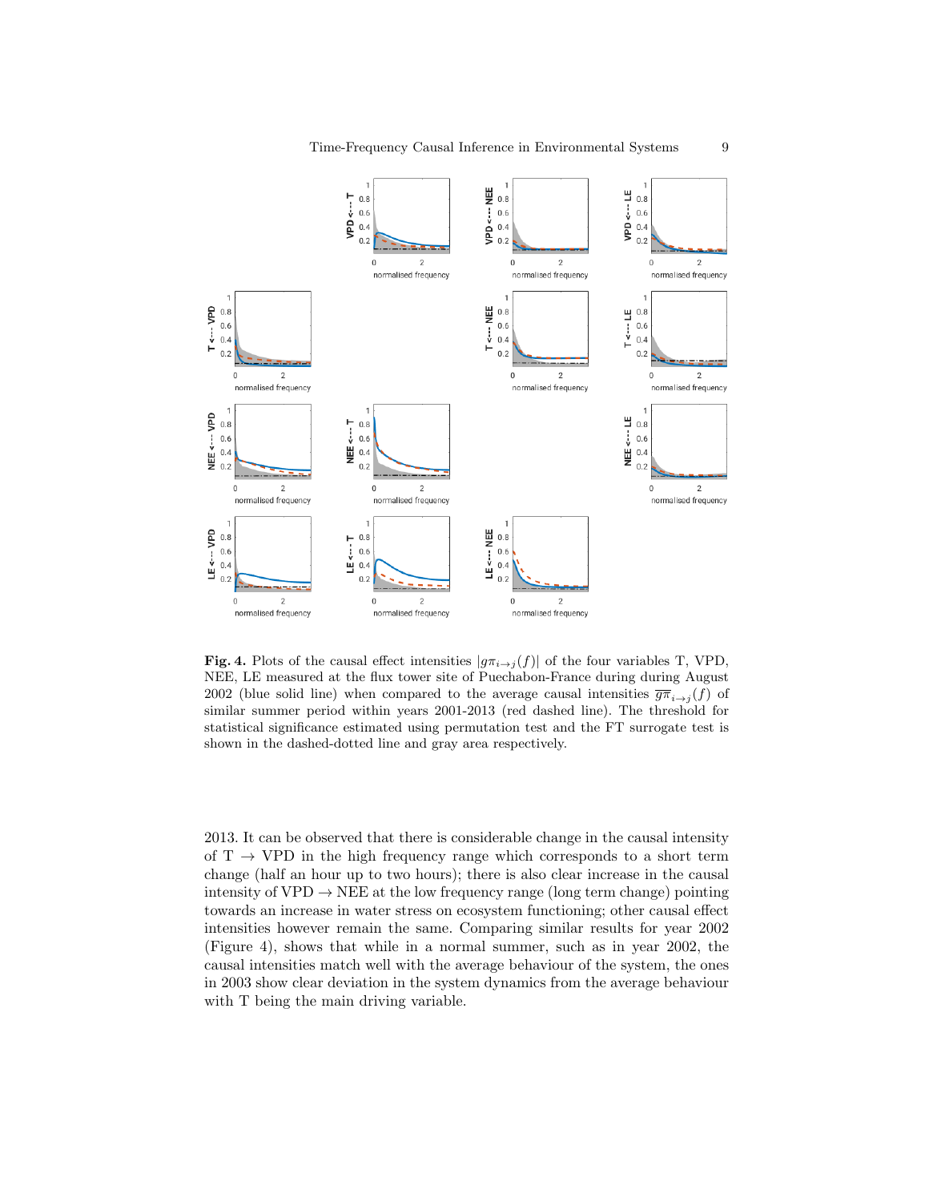**Fig. 4.** Plots of the causal effect intensities $|g\pi_{i\to j}(f)|$ of the four variables T, VPD, NEE, LE measured at the flux tower site of Puechabon-France during during August 2002 (blue solid line) when compared to the average causal intensities $\overline{g\pi}_{i\to j}(f)$ of similar summer period within years 2001-2013 (red dashed line). The threshold for statistical significance estimated using permutation test and the FT surrogate test is shown in the dashed-dotted line and gray area respectively.

2013. It can be observed that there is considerable change in the causal intensity of T $\rightarrow$ VPD in the high frequency range which corresponds to a short term change (half an hour up to two hours); there is also clear increase in the causal intensity of VPD $\rightarrow$ NEE at the low frequency range (long term change) pointing towards an increase in water stress on ecosystem functioning; other causal effect intensities however remain the same. Comparing similar results for year 2002 (Figure 4), shows that while in a normal summer, such as in year 2002, the causal intensities match well with the average behaviour of the system, the ones in 2003 show clear deviation in the system dynamics from the average behaviour with T being the main driving variable.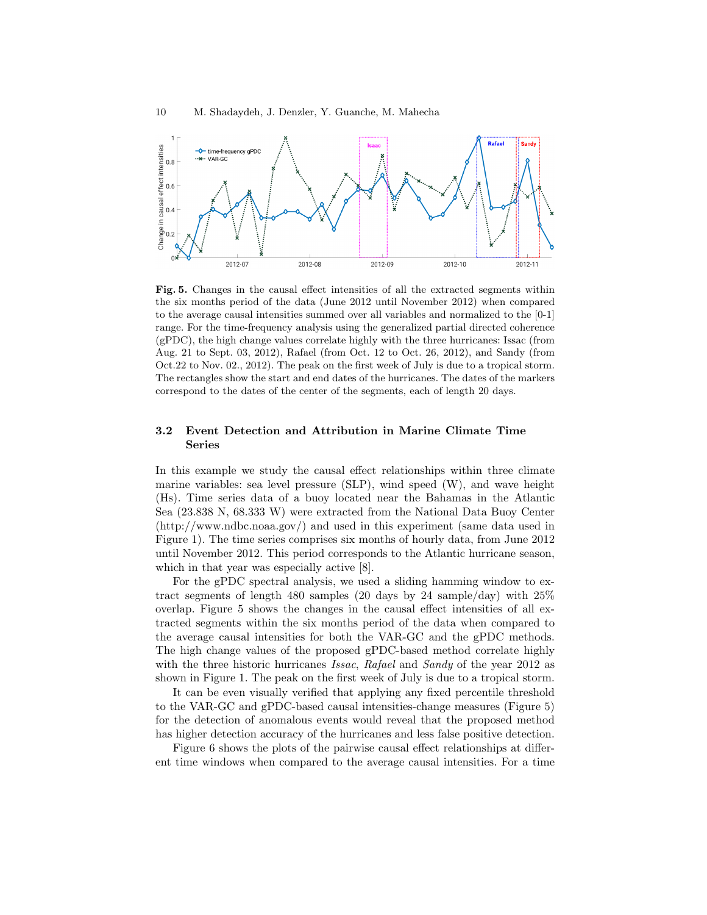**Fig. 5.** Changes in the causal effect intensities of all the extracted segments within the six months period of the data (June 2012 until November 2012) when compared to the average causal intensities summed over all variables and normalized to the [0-1] range. For the time-frequency analysis using the generalized partial directed coherence (gPDC), the high change values correlate highly with the three hurricanes: Issac (from Aug. 21 to Sept. 03, 2012), Rafael (from Oct. 12 to Oct. 26, 2012), and Sandy (from Oct.22 to Nov. 02., 2012). The peak on the first week of July is due to a tropical storm. The rectangles show the start and end dates of the hurricanes. The dates of the markers correspond to the dates of the center of the segments, each of length 20 days.

### 3.2 Event Detection and Attribution in Marine Climate Time Series

In this example we study the causal effect relationships within three climate marine variables: sea level pressure (SLP), wind speed (W), and wave height (Hs). Time series data of a buoy located near the Bahamas in the Atlantic Sea (23.838 N, 68.333 W) were extracted from the National Data Buoy Center (http://www.ndbc.noaa.gov/) and used in this experiment (same data used in Figure 1). The time series comprises six months of hourly data, from June 2012 until November 2012. This period corresponds to the Atlantic hurricane season, which in that year was especially active [8].

For the gPDC spectral analysis, we used a sliding hamming window to extract segments of length 480 samples (20 days by 24 sample/day) with 25% overlap. Figure 5 shows the changes in the causal effect intensities of all extracted segments within the six months period of the data when compared to the average causal intensities for both the VAR-GC and the gPDC methods. The high change values of the proposed gPDC-based method correlate highly with the three historic hurricanes *Issac*, *Rafael* and *Sandy* of the year 2012 as shown in Figure 1. The peak on the first week of July is due to a tropical storm.

It can be even visually verified that applying any fixed percentile threshold to the VAR-GC and gPDC-based causal intensities-change measures (Figure 5) for the detection of anomalous events would reveal that the proposed method has higher detection accuracy of the hurricanes and less false positive detection.

Figure 6 shows the plots of the pairwise causal effect relationships at different time windows when compared to the average causal intensities. For a time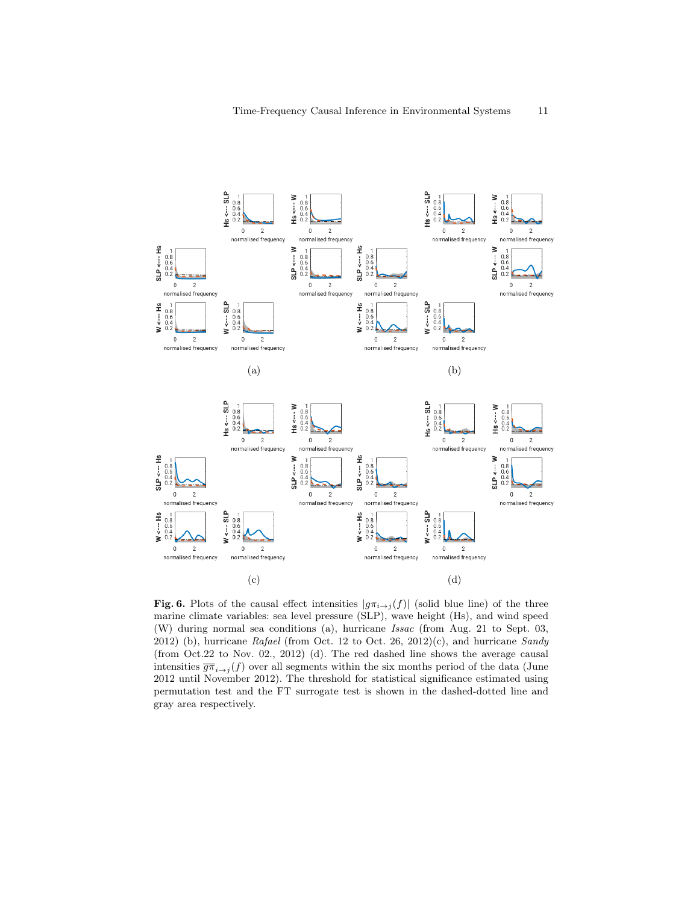(a)

(b)

(c)

(d)

**Fig. 6.** Plots of the causal effect intensities $|g\pi_{i\rightarrow j}(f)|$ (solid blue line) of the three marine climate variables: sea level pressure (SLP), wave height (Hs), and wind speed (W) during normal sea conditions (a), hurricane *Issac* (from Aug. 21 to Sept. 03, 2012) (b), hurricane *Rafael* (from Oct. 12 to Oct. 26, 2012)(c), and hurricane *Sandy* (from Oct.22 to Nov. 02., 2012) (d). The red dashed line shows the average causal intensities $\overline{g\pi}_{i\rightarrow j}(f)$ over all segments within the six months period of the data (June 2012 until November 2012). The threshold for statistical significance estimated using permutation test and the FT surrogate test is shown in the dashed-dotted line and gray area respectively.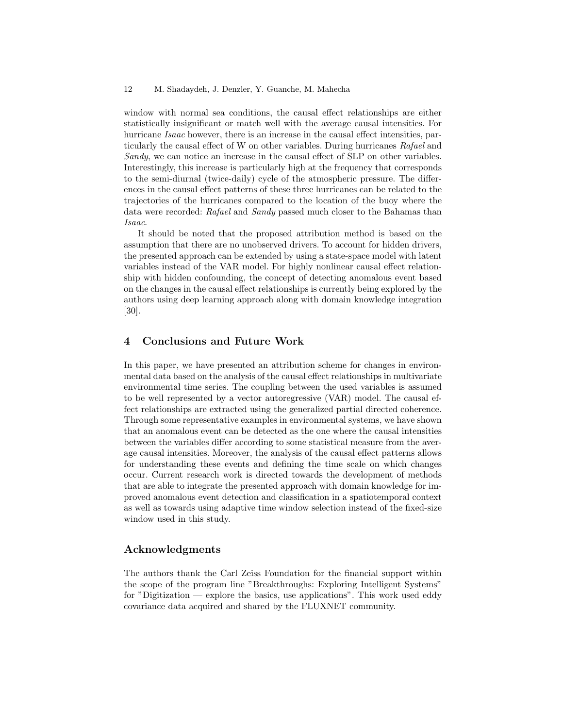window with normal sea conditions, the causal effect relationships are either statistically insignificant or match well with the average causal intensities. For hurricane *Isaac* however, there is an increase in the causal effect intensities, particularly the causal effect of W on other variables. During hurricanes *Rafael* and *Sandy*, we can notice an increase in the causal effect of SLP on other variables. Interestingly, this increase is particularly high at the frequency that corresponds to the semi-diurnal (twice-daily) cycle of the atmospheric pressure. The differences in the causal effect patterns of these three hurricanes can be related to the trajectories of the hurricanes compared to the location of the buoy where the data were recorded: *Rafael* and *Sandy* passed much closer to the Bahamas than *Isaac*.

It should be noted that the proposed attribution method is based on the assumption that there are no unobserved drivers. To account for hidden drivers, the presented approach can be extended by using a state-space model with latent variables instead of the VAR model. For highly nonlinear causal effect relationship with hidden confounding, the concept of detecting anomalous event based on the changes in the causal effect relationships is currently being explored by the authors using deep learning approach along with domain knowledge integration [30].

## 4 Conclusions and Future Work

In this paper, we have presented an attribution scheme for changes in environmental data based on the analysis of the causal effect relationships in multivariate environmental time series. The coupling between the used variables is assumed to be well represented by a vector autoregressive (VAR) model. The causal effect relationships are extracted using the generalized partial directed coherence. Through some representative examples in environmental systems, we have shown that an anomalous event can be detected as the one where the causal intensities between the variables differ according to some statistical measure from the average causal intensities. Moreover, the analysis of the causal effect patterns allows for understanding these events and defining the time scale on which changes occur. Current research work is directed towards the development of methods that are able to integrate the presented approach with domain knowledge for improved anomalous event detection and classification in a spatiotemporal context as well as towards using adaptive time window selection instead of the fixed-size window used in this study.

## Acknowledgments

The authors thank the Carl Zeiss Foundation for the financial support within the scope of the program line "Breakthroughs: Exploring Intelligent Systems" for "Digitization — explore the basics, use applications". This work used eddy covariance data acquired and shared by the FLUXNET community.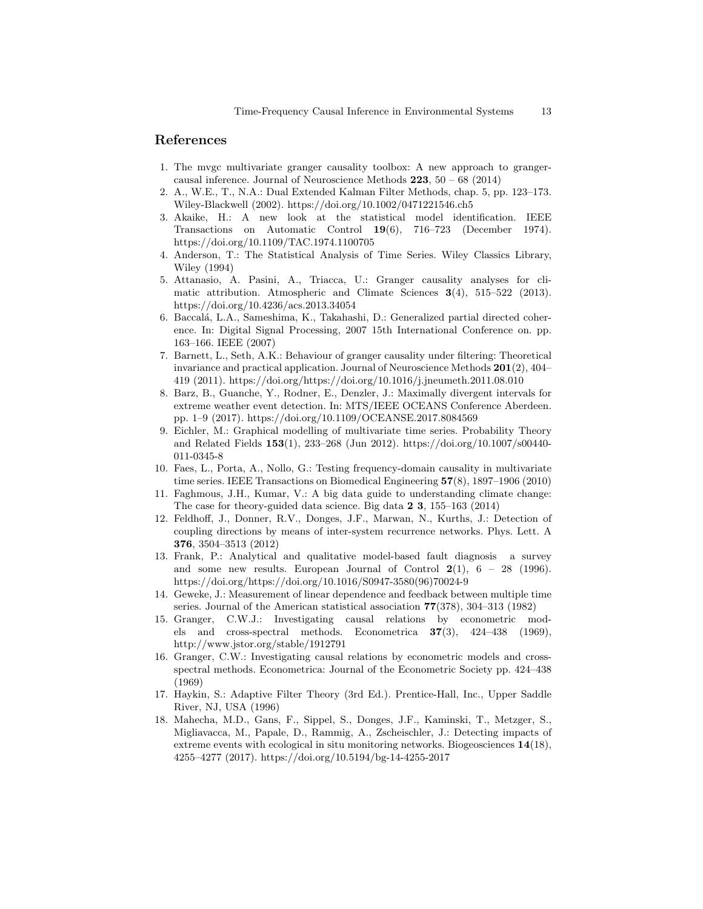## References

1. The mvgc multivariate granger causality toolbox: A new approach to granger-causal inference. Journal of Neuroscience Methods **223**, 50 – 68 (2014)
2. A., W.E., T., N.A.: Dual Extended Kalman Filter Methods, chap. 5, pp. 123–173. Wiley-Blackwell (2002). https://doi.org/10.1002/0471221546.ch5
3. Akaike, H.: A new look at the statistical model identification. IEEE Transactions on Automatic Control **19**(6), 716–723 (December 1974). https://doi.org/10.1109/TAC.1974.1100705
4. Anderson, T.: The Statistical Analysis of Time Series. Wiley Classics Library, Wiley (1994)
5. Attanasio, A. Pasini, A., Triacca, U.: Granger causality analyses for climatic attribution. Atmospheric and Climate Sciences **3**(4), 515–522 (2013). https://doi.org/10.4236/acs.2013.34054
6. Baccalá, L.A., Sameshima, K., Takahashi, D.: Generalized partial directed coherence. In: Digital Signal Processing, 2007 15th International Conference on. pp. 163–166. IEEE (2007)
7. Barnett, L., Seth, A.K.: Behaviour of granger causality under filtering: Theoretical invariance and practical application. Journal of Neuroscience Methods **201**(2), 404–419 (2011). https://doi.org/https://doi.org/10.1016/j.jneumeth.2011.08.010
8. Barz, B., Guanche, Y., Rodner, E., Denzler, J.: Maximally divergent intervals for extreme weather event detection. In: MTS/IEEE OCEANS Conference Aberdeen. pp. 1–9 (2017). https://doi.org/10.1109/OCEANSE.2017.8084569
9. Eichler, M.: Graphical modelling of multivariate time series. Probability Theory and Related Fields **153**(1), 233–268 (Jun 2012). https://doi.org/10.1007/s00440-011-0345-8
10. Faes, L., Porta, A., Nollo, G.: Testing frequency-domain causality in multivariate time series. IEEE Transactions on Biomedical Engineering **57**(8), 1897–1906 (2010)
11. Faghmous, J.H., Kumar, V.: A big data guide to understanding climate change: The case for theory-guided data science. Big data **2 3**, 155–163 (2014)
12. Feldhoff, J., Donner, R.V., Donges, J.F., Marwan, N., Kurths, J.: Detection of coupling directions by means of inter-system recurrence networks. Phys. Lett. A **376**, 3504–3513 (2012)
13. Frank, P.: Analytical and qualitative model-based fault diagnosis a survey and some new results. European Journal of Control **2**(1), 6 – 28 (1996). https://doi.org/https://doi.org/10.1016/S0947-3580(96)70024-9
14. Geweke, J.: Measurement of linear dependence and feedback between multiple time series. Journal of the American statistical association **77**(378), 304–313 (1982)
15. Granger, C.W.J.: Investigating causal relations by econometric models and cross-spectral methods. Econometrica **37**(3), 424–438 (1969), http://www.jstor.org/stable/1912791
16. Granger, C.W.: Investigating causal relations by econometric models and cross-spectral methods. Econometrica: Journal of the Econometric Society pp. 424–438 (1969)
17. Haykin, S.: Adaptive Filter Theory (3rd Ed.). Prentice-Hall, Inc., Upper Saddle River, NJ, USA (1996)
18. Mahecha, M.D., Gans, F., Sippel, S., Donges, J.F., Kaminski, T., Metzger, S., Migliavacca, M., Papale, D., Rammig, A., Zscheischler, J.: Detecting impacts of extreme events with ecological in situ monitoring networks. Biogeosciences **14**(18), 4255–4277 (2017). https://doi.org/10.5194/bg-14-4255-2017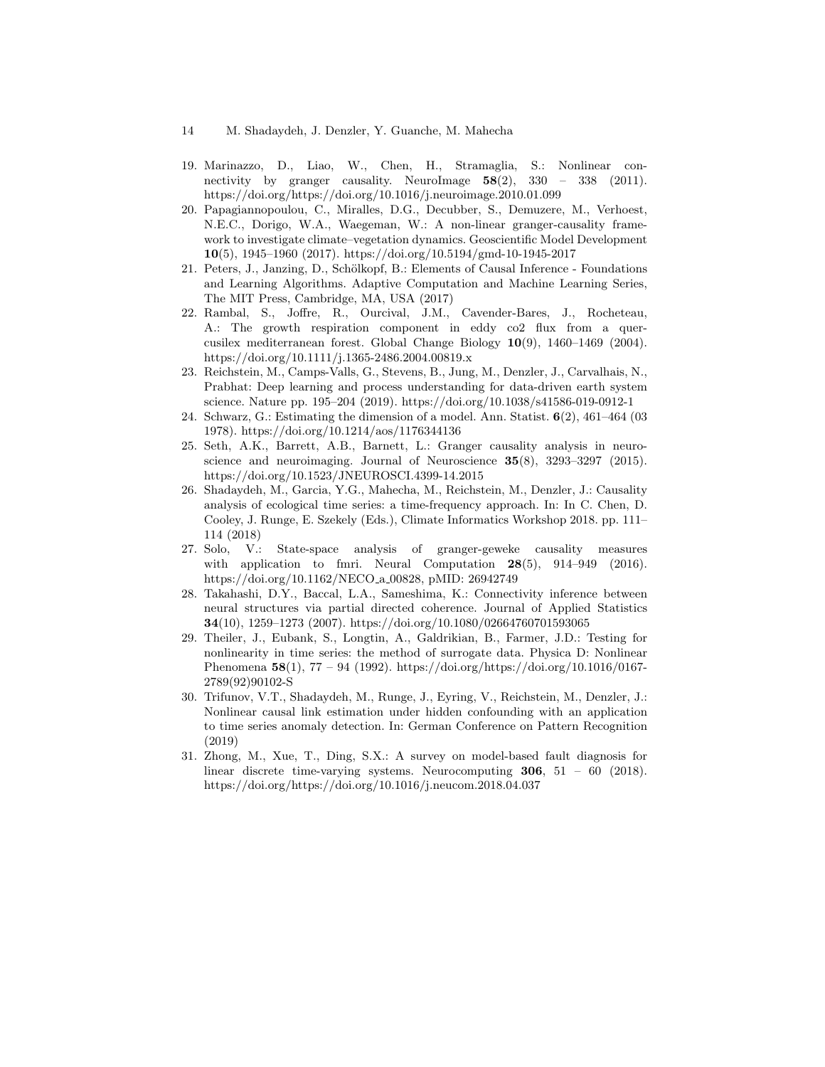19. Marinazzo, D., Liao, W., Chen, H., Stramaglia, S.: Nonlinear connectivity by granger causality. NeuroImage **58**(2), 330 – 338 (2011). https://doi.org/https://doi.org/10.1016/j.neuroimage.2010.01.099
20. Papagiannopoulou, C., Miralles, D.G., Decubber, S., Demuzere, M., Verhoest, N.E.C., Dorigo, W.A., Waegeman, W.: A non-linear granger-causality framework to investigate climate–vegetation dynamics. Geoscientific Model Development **10**(5), 1945–1960 (2017). https://doi.org/10.5194/gmd-10-1945-2017
21. Peters, J., Janzing, D., Schölkopf, B.: Elements of Causal Inference - Foundations and Learning Algorithms. Adaptive Computation and Machine Learning Series, The MIT Press, Cambridge, MA, USA (2017)
22. Rambal, S., Joffre, R., Ourcival, J.M., Cavender-Bares, J., Rocheteau, A.: The growth respiration component in eddy co2 flux from a quercusilex mediterranean forest. Global Change Biology **10**(9), 1460–1469 (2004). https://doi.org/10.1111/j.1365-2486.2004.00819.x
23. Reichstein, M., Camps-Valls, G., Stevens, B., Jung, M., Denzler, J., Carvalhais, N., Prabhat: Deep learning and process understanding for data-driven earth system science. Nature pp. 195–204 (2019). https://doi.org/10.1038/s41586-019-0912-1
24. Schwarz, G.: Estimating the dimension of a model. Ann. Statist. **6**(2), 461–464 (03 1978). https://doi.org/10.1214/aos/1176344136
25. Seth, A.K., Barrett, A.B., Barnett, L.: Granger causality analysis in neuroscience and neuroimaging. Journal of Neuroscience **35**(8), 3293–3297 (2015). https://doi.org/10.1523/JNEUROSCI.4399-14.2015
26. Shadaydeh, M., Garcia, Y.G., Mahecha, M., Reichstein, M., Denzler, J.: Causality analysis of ecological time series: a time-frequency approach. In: In C. Chen, D. Cooley, J. Runge, E. Szekely (Eds.), Climate Informatics Workshop 2018. pp. 111–114 (2018)
27. Solo, V.: State-space analysis of granger-geweke causality measures with application to fmri. Neural Computation **28**(5), 914–949 (2016). https://doi.org/10.1162/NECO_a_00828, pMID: 26942749
28. Takahashi, D.Y., Baccal, L.A., Sameshima, K.: Connectivity inference between neural structures via partial directed coherence. Journal of Applied Statistics **34**(10), 1259–1273 (2007). https://doi.org/10.1080/02664760701593065
29. Theiler, J., Eubank, S., Longtin, A., Galdrikian, B., Farmer, J.D.: Testing for nonlinearity in time series: the method of surrogate data. Physica D: Nonlinear Phenomena **58**(1), 77 – 94 (1992). https://doi.org/https://doi.org/10.1016/0167-2789(92)90102-S
30. Trifunov, V.T., Shadaydeh, M., Runge, J., Eyring, V., Reichstein, M., Denzler, J.: Nonlinear causal link estimation under hidden confounding with an application to time series anomaly detection. In: German Conference on Pattern Recognition (2019)
31. Zhong, M., Xue, T., Ding, S.X.: A survey on model-based fault diagnosis for linear discrete time-varying systems. Neurocomputing **306**, 51 – 60 (2018). https://doi.org/https://doi.org/10.1016/j.neucom.2018.04.037